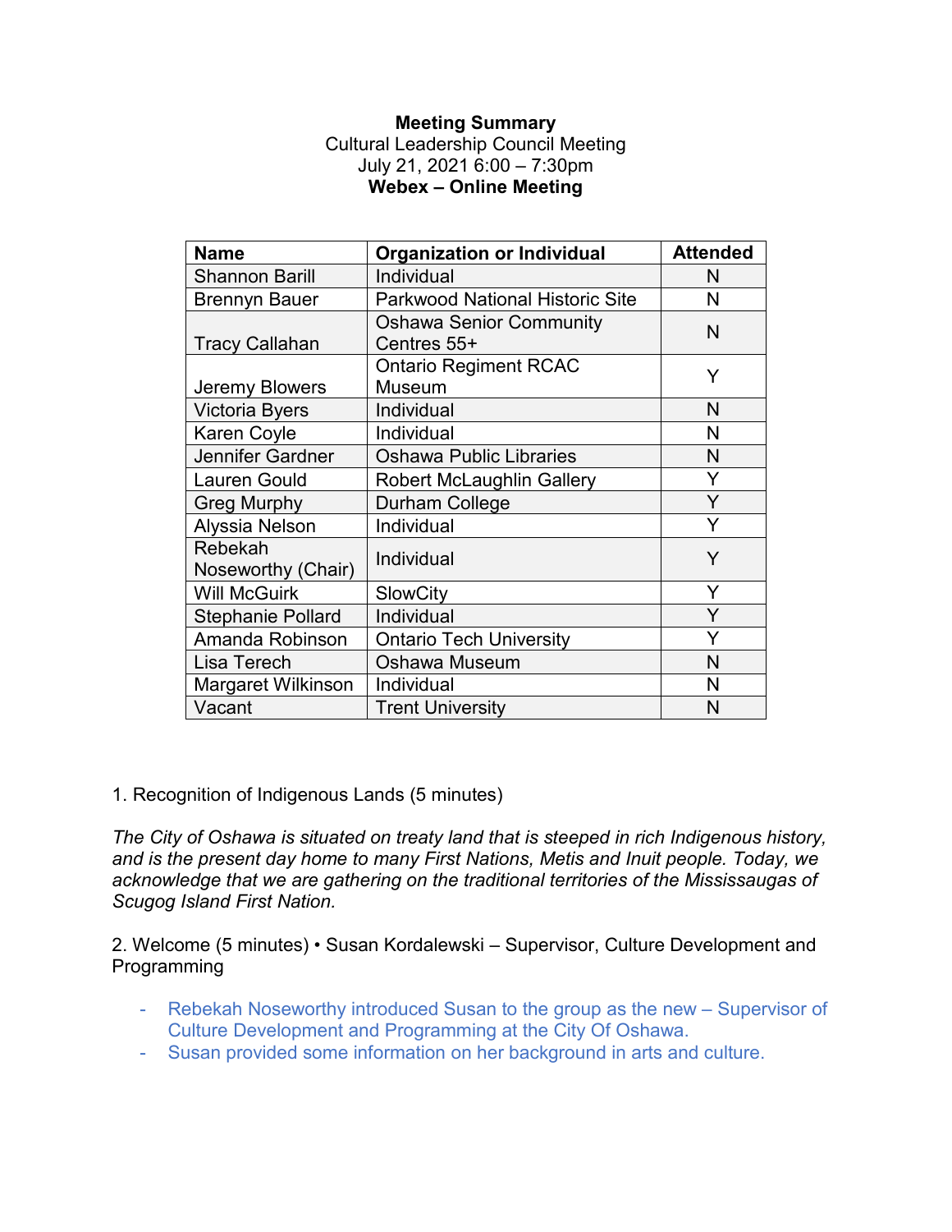**Meeting Summary**
Cultural Leadership Council Meeting
July 21, 2021 6:00 – 7:30pm
**Webex – Online Meeting**

| Name | Organization or Individual | Attended |
|---|---|---|
| Shannon Barill | Individual | N |
| Brennyn Bauer | Parkwood National Historic Site | N |
| Tracy Callahan | Oshawa Senior Community Centres 55+ | N |
| Jeremy Blowers | Ontario Regiment RCAC Museum | Y |
| Victoria Byers | Individual | N |
| Karen Coyle | Individual | N |
| Jennifer Gardner | Oshawa Public Libraries | N |
| Lauren Gould | Robert McLaughlin Gallery | Y |
| Greg Murphy | Durham College | Y |
| Alyssia Nelson | Individual | Y |
| Rebekah Noseworthy (Chair) | Individual | Y |
| Will McGuirk | SlowCity | Y |
| Stephanie Pollard | Individual | Y |
| Amanda Robinson | Ontario Tech University | Y |
| Lisa Terech | Oshawa Museum | N |
| Margaret Wilkinson | Individual | N |
| Vacant | Trent University | N |

1. Recognition of Indigenous Lands (5 minutes)

*The City of Oshawa is situated on treaty land that is steeped in rich Indigenous history, and is the present day home to many First Nations, Metis and Inuit people. Today, we acknowledge that we are gathering on the traditional territories of the Mississaugas of Scugog Island First Nation.*

2. Welcome (5 minutes) • Susan Kordalewski – Supervisor, Culture Development and Programming

- Rebekah Noseworthy introduced Susan to the group as the new – Supervisor of Culture Development and Programming at the City Of Oshawa.
- Susan provided some information on her background in arts and culture.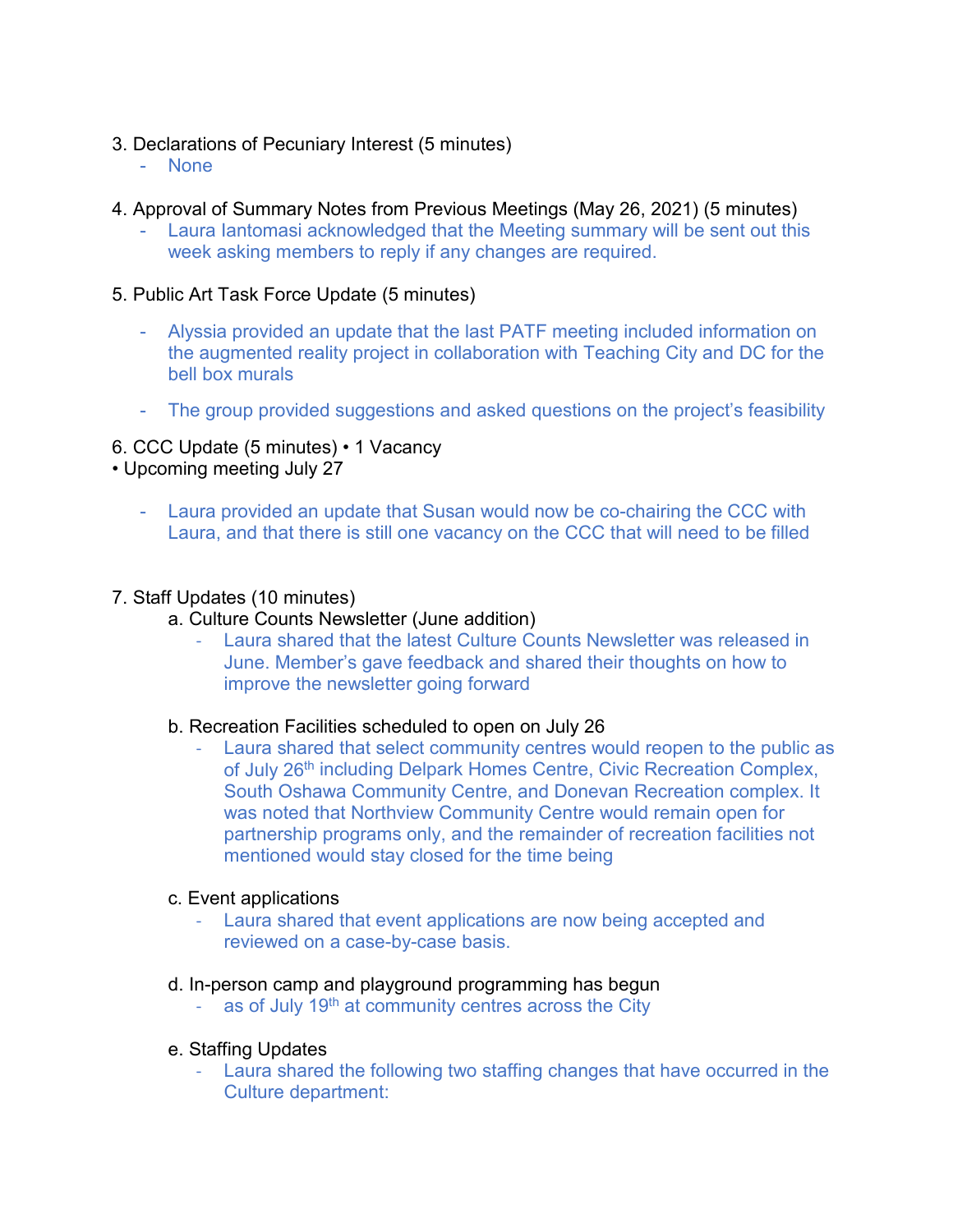3. Declarations of Pecuniary Interest (5 minutes)
   - None

4. Approval of Summary Notes from Previous Meetings (May 26, 2021) (5 minutes)
   - Laura Iantomasi acknowledged that the Meeting summary will be sent out this week asking members to reply if any changes are required.

5. Public Art Task Force Update (5 minutes)

   - Alyssia provided an update that the last PATF meeting included information on the augmented reality project in collaboration with Teaching City and DC for the bell box murals

   - The group provided suggestions and asked questions on the project's feasibility

6. CCC Update (5 minutes) • 1 Vacancy
• Upcoming meeting July 27

   - Laura provided an update that Susan would now be co-chairing the CCC with Laura, and that there is still one vacancy on the CCC that will need to be filled

7. Staff Updates (10 minutes)
   a. Culture Counts Newsletter (June addition)
      - Laura shared that the latest Culture Counts Newsletter was released in June. Member's gave feedback and shared their thoughts on how to improve the newsletter going forward

   b. Recreation Facilities scheduled to open on July 26
      - Laura shared that select community centres would reopen to the public as of July 26th including Delpark Homes Centre, Civic Recreation Complex, South Oshawa Community Centre, and Donevan Recreation complex. It was noted that Northview Community Centre would remain open for partnership programs only, and the remainder of recreation facilities not mentioned would stay closed for the time being

   c. Event applications
      - Laura shared that event applications are now being accepted and reviewed on a case-by-case basis.

   d. In-person camp and playground programming has begun
      - as of July 19th at community centres across the City

   e. Staffing Updates
      - Laura shared the following two staffing changes that have occurred in the Culture department: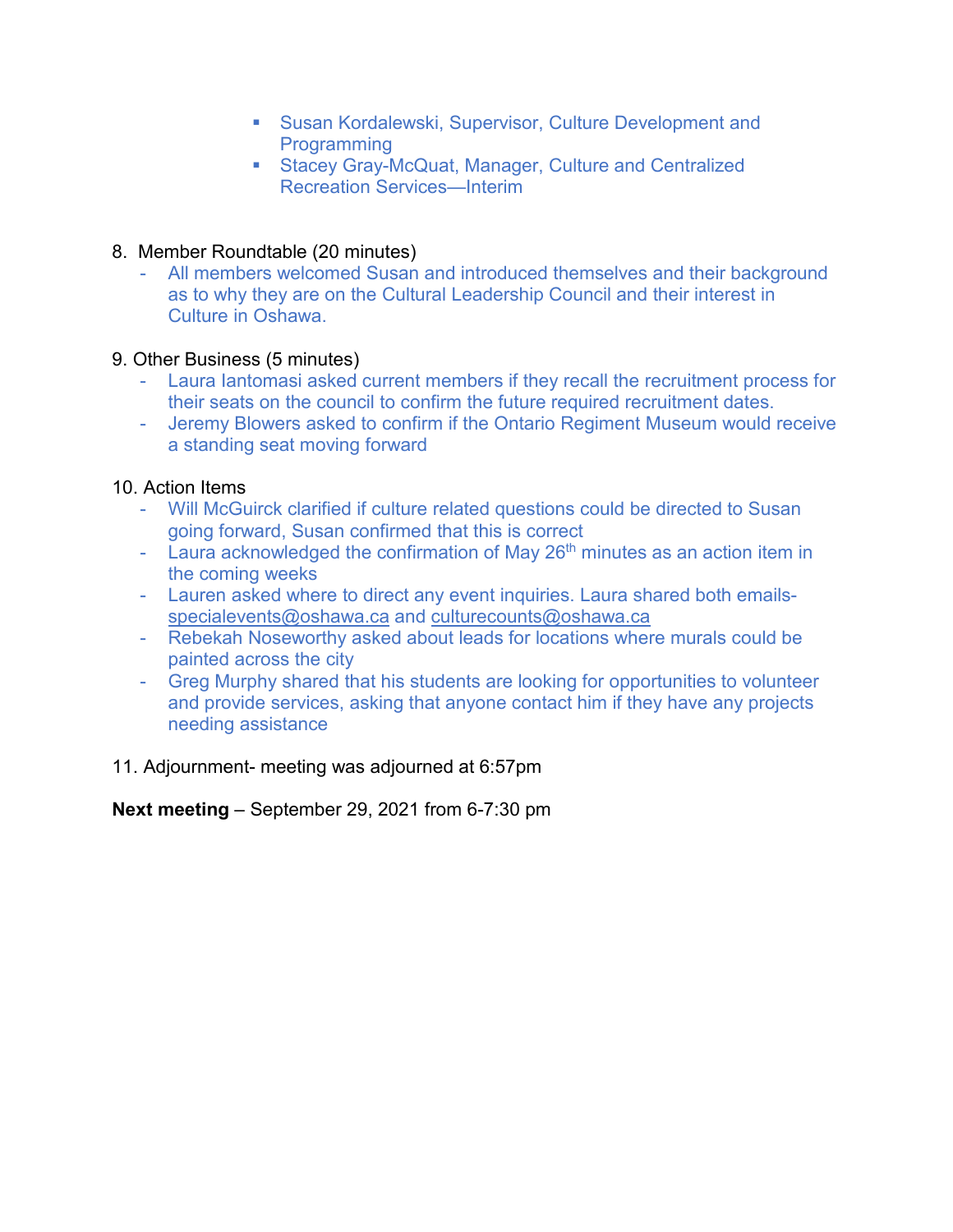- Susan Kordalewski, Supervisor, Culture Development and Programming
- Stacey Gray-McQuat, Manager, Culture and Centralized Recreation Services—Interim

8. Member Roundtable (20 minutes)
   - All members welcomed Susan and introduced themselves and their background as to why they are on the Cultural Leadership Council and their interest in Culture in Oshawa.

9. Other Business (5 minutes)
   - Laura Iantomasi asked current members if they recall the recruitment process for their seats on the council to confirm the future required recruitment dates.
   - Jeremy Blowers asked to confirm if the Ontario Regiment Museum would receive a standing seat moving forward

10. Action Items
    - Will McGuirck clarified if culture related questions could be directed to Susan going forward, Susan confirmed that this is correct
    - Laura acknowledged the confirmation of May 26th minutes as an action item in the coming weeks
    - Lauren asked where to direct any event inquiries. Laura shared both emails- specialevents@oshawa.ca and culturecounts@oshawa.ca
    - Rebekah Noseworthy asked about leads for locations where murals could be painted across the city
    - Greg Murphy shared that his students are looking for opportunities to volunteer and provide services, asking that anyone contact him if they have any projects needing assistance

11. Adjournment- meeting was adjourned at 6:57pm

**Next meeting** – September 29, 2021 from 6-7:30 pm